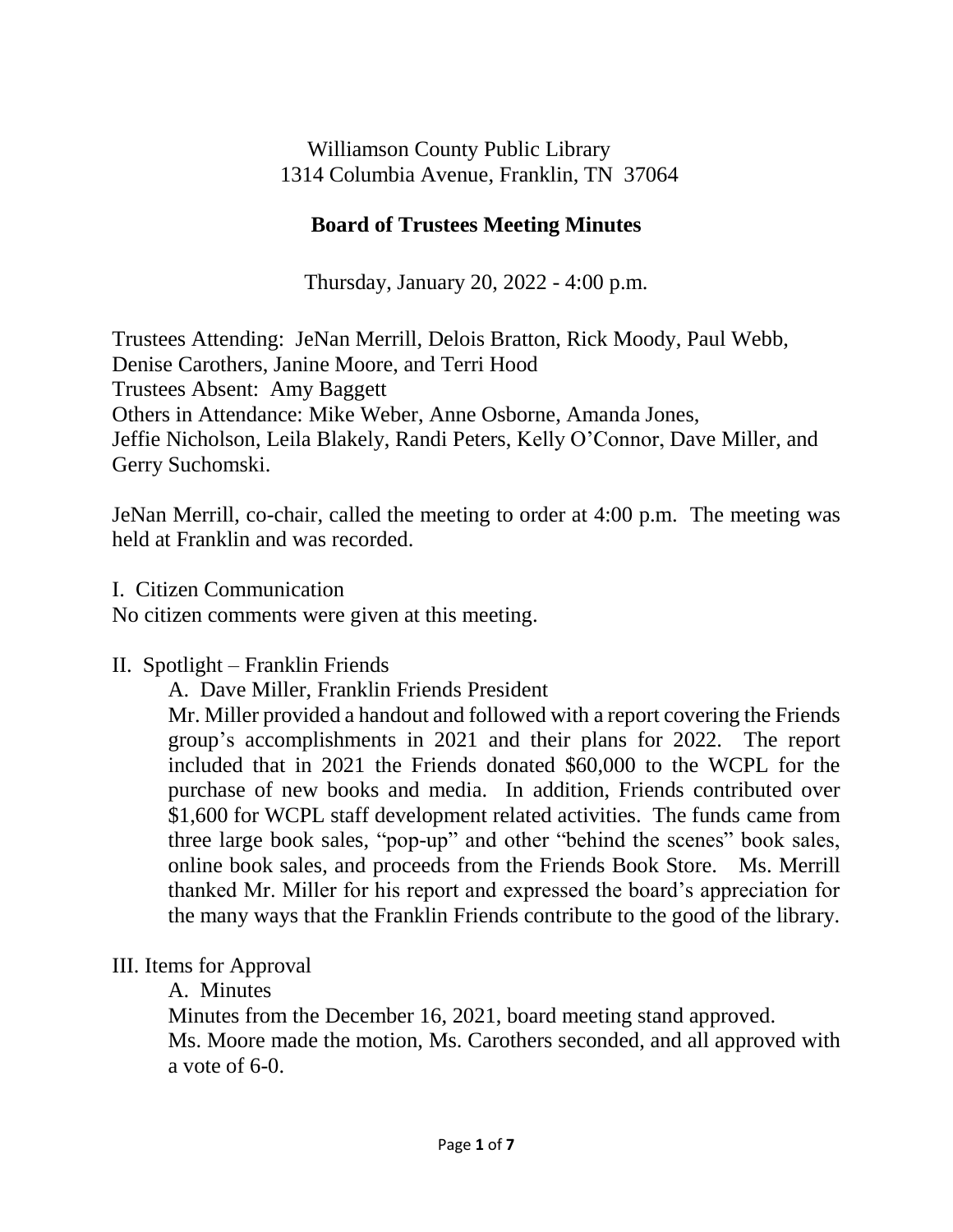Williamson County Public Library
1314 Columbia Avenue, Franklin, TN 37064

# Board of Trustees Meeting Minutes

Thursday, January 20, 2022 - 4:00 p.m.

Trustees Attending: JeNan Merrill, Delois Bratton, Rick Moody, Paul Webb, Denise Carothers, Janine Moore, and Terri Hood
Trustees Absent: Amy Baggett
Others in Attendance: Mike Weber, Anne Osborne, Amanda Jones, Jeffie Nicholson, Leila Blakely, Randi Peters, Kelly O'Connor, Dave Miller, and Gerry Suchomski.

JeNan Merrill, co-chair, called the meeting to order at 4:00 p.m. The meeting was held at Franklin and was recorded.

I. Citizen Communication
No citizen comments were given at this meeting.

II. Spotlight – Franklin Friends

A. Dave Miller, Franklin Friends President
Mr. Miller provided a handout and followed with a report covering the Friends group's accomplishments in 2021 and their plans for 2022. The report included that in 2021 the Friends donated $60,000 to the WCPL for the purchase of new books and media. In addition, Friends contributed over $1,600 for WCPL staff development related activities. The funds came from three large book sales, "pop-up" and other "behind the scenes" book sales, online book sales, and proceeds from the Friends Book Store. Ms. Merrill thanked Mr. Miller for his report and expressed the board's appreciation for the many ways that the Franklin Friends contribute to the good of the library.

III. Items for Approval

A. Minutes
Minutes from the December 16, 2021, board meeting stand approved.
Ms. Moore made the motion, Ms. Carothers seconded, and all approved with a vote of 6-0.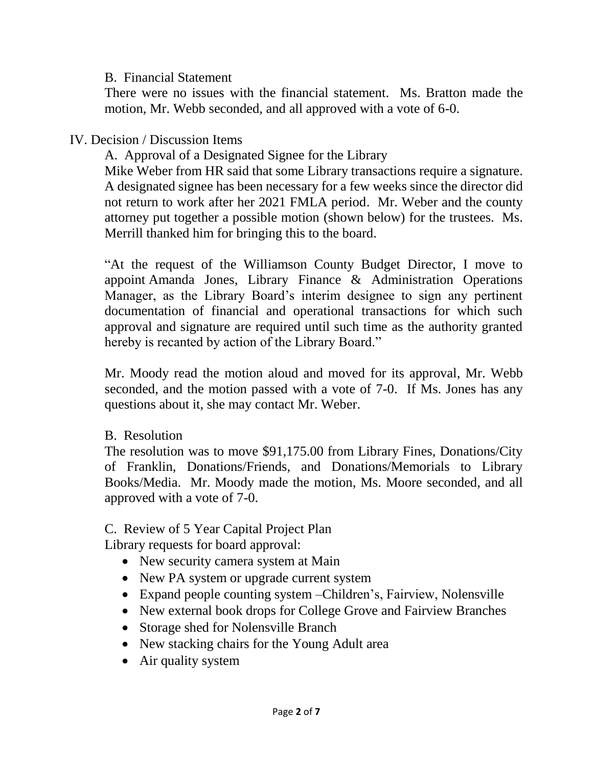B. Financial Statement

There were no issues with the financial statement. Ms. Bratton made the motion, Mr. Webb seconded, and all approved with a vote of 6-0.

## IV. Decision / Discussion Items

A. Approval of a Designated Signee for the Library

Mike Weber from HR said that some Library transactions require a signature. A designated signee has been necessary for a few weeks since the director did not return to work after her 2021 FMLA period. Mr. Weber and the county attorney put together a possible motion (shown below) for the trustees. Ms. Merrill thanked him for bringing this to the board.

"At the request of the Williamson County Budget Director, I move to appoint Amanda Jones, Library Finance & Administration Operations Manager, as the Library Board's interim designee to sign any pertinent documentation of financial and operational transactions for which such approval and signature are required until such time as the authority granted hereby is recanted by action of the Library Board."

Mr. Moody read the motion aloud and moved for its approval, Mr. Webb seconded, and the motion passed with a vote of 7-0. If Ms. Jones has any questions about it, she may contact Mr. Weber.

B. Resolution

The resolution was to move $91,175.00 from Library Fines, Donations/City of Franklin, Donations/Friends, and Donations/Memorials to Library Books/Media. Mr. Moody made the motion, Ms. Moore seconded, and all approved with a vote of 7-0.

C. Review of 5 Year Capital Project Plan

Library requests for board approval:

- New security camera system at Main
- New PA system or upgrade current system
- Expand people counting system –Children's, Fairview, Nolensville
- New external book drops for College Grove and Fairview Branches
- Storage shed for Nolensville Branch
- New stacking chairs for the Young Adult area
- Air quality system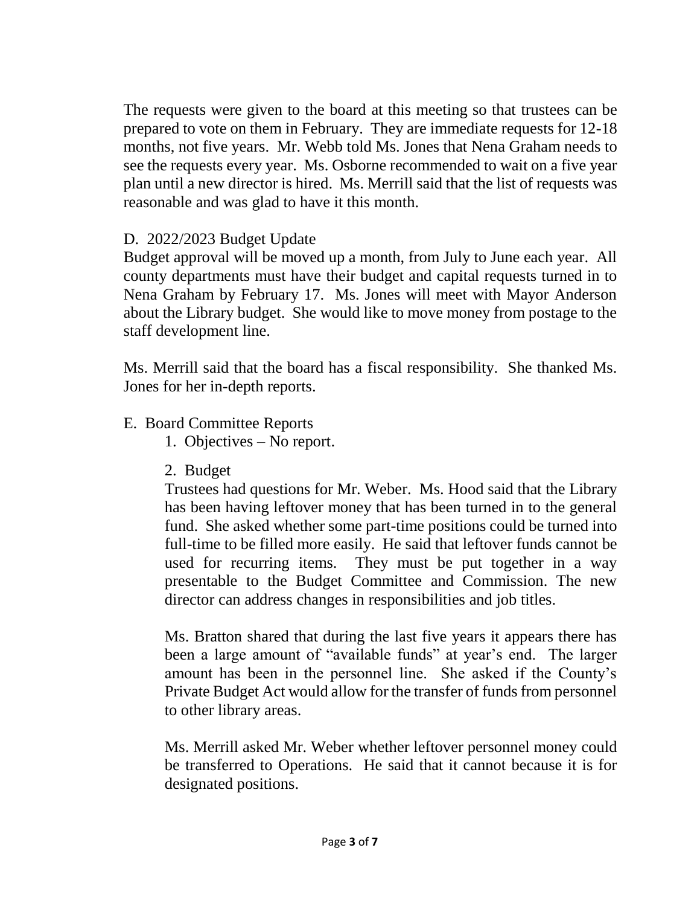The requests were given to the board at this meeting so that trustees can be prepared to vote on them in February. They are immediate requests for 12-18 months, not five years. Mr. Webb told Ms. Jones that Nena Graham needs to see the requests every year. Ms. Osborne recommended to wait on a five year plan until a new director is hired. Ms. Merrill said that the list of requests was reasonable and was glad to have it this month.

D. 2022/2023 Budget Update

Budget approval will be moved up a month, from July to June each year. All county departments must have their budget and capital requests turned in to Nena Graham by February 17. Ms. Jones will meet with Mayor Anderson about the Library budget. She would like to move money from postage to the staff development line.

Ms. Merrill said that the board has a fiscal responsibility. She thanked Ms. Jones for her in-depth reports.

E. Board Committee Reports

1. Objectives – No report.

2. Budget

Trustees had questions for Mr. Weber. Ms. Hood said that the Library has been having leftover money that has been turned in to the general fund. She asked whether some part-time positions could be turned into full-time to be filled more easily. He said that leftover funds cannot be used for recurring items. They must be put together in a way presentable to the Budget Committee and Commission. The new director can address changes in responsibilities and job titles.

Ms. Bratton shared that during the last five years it appears there has been a large amount of "available funds" at year's end. The larger amount has been in the personnel line. She asked if the County's Private Budget Act would allow for the transfer of funds from personnel to other library areas.

Ms. Merrill asked Mr. Weber whether leftover personnel money could be transferred to Operations. He said that it cannot because it is for designated positions.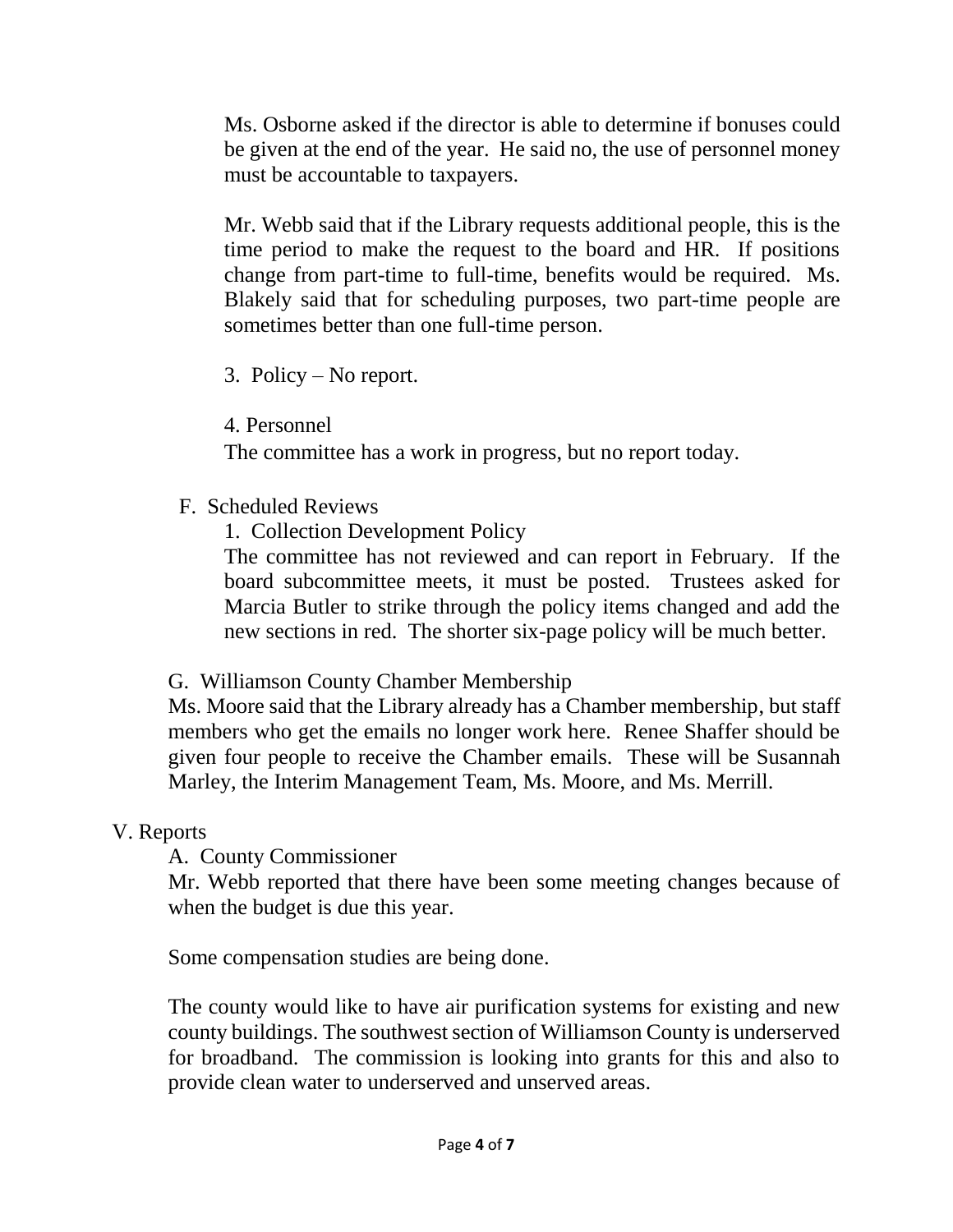Ms. Osborne asked if the director is able to determine if bonuses could be given at the end of the year. He said no, the use of personnel money must be accountable to taxpayers.

Mr. Webb said that if the Library requests additional people, this is the time period to make the request to the board and HR. If positions change from part-time to full-time, benefits would be required. Ms. Blakely said that for scheduling purposes, two part-time people are sometimes better than one full-time person.

3. Policy – No report.

4. Personnel

The committee has a work in progress, but no report today.

F. Scheduled Reviews

1. Collection Development Policy

The committee has not reviewed and can report in February. If the board subcommittee meets, it must be posted. Trustees asked for Marcia Butler to strike through the policy items changed and add the new sections in red. The shorter six-page policy will be much better.

G. Williamson County Chamber Membership

Ms. Moore said that the Library already has a Chamber membership, but staff members who get the emails no longer work here. Renee Shaffer should be given four people to receive the Chamber emails. These will be Susannah Marley, the Interim Management Team, Ms. Moore, and Ms. Merrill.

V. Reports

A. County Commissioner

Mr. Webb reported that there have been some meeting changes because of when the budget is due this year.

Some compensation studies are being done.

The county would like to have air purification systems for existing and new county buildings. The southwest section of Williamson County is underserved for broadband. The commission is looking into grants for this and also to provide clean water to underserved and unserved areas.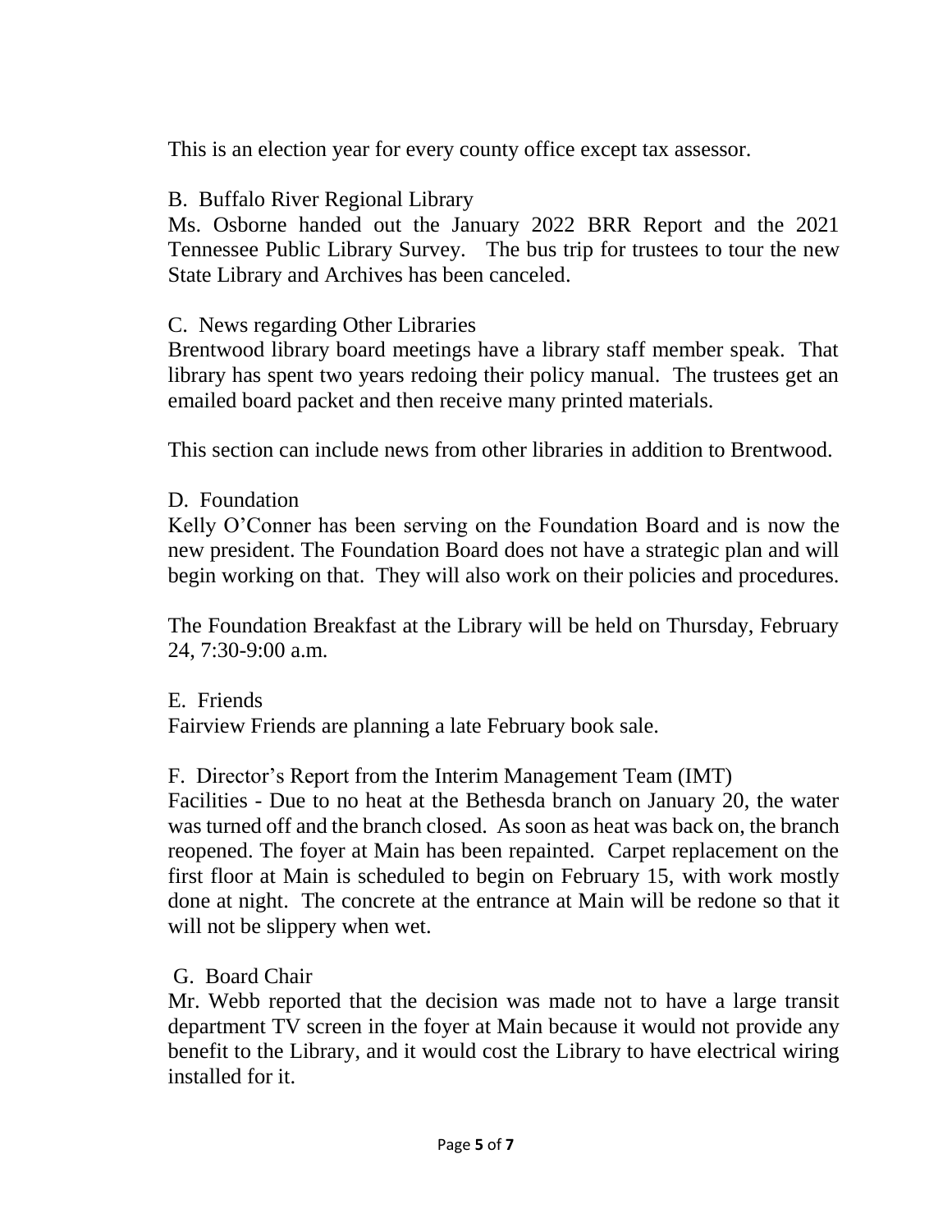This is an election year for every county office except tax assessor.

B. Buffalo River Regional Library

Ms. Osborne handed out the January 2022 BRR Report and the 2021 Tennessee Public Library Survey. The bus trip for trustees to tour the new State Library and Archives has been canceled.

C. News regarding Other Libraries

Brentwood library board meetings have a library staff member speak. That library has spent two years redoing their policy manual. The trustees get an emailed board packet and then receive many printed materials.

This section can include news from other libraries in addition to Brentwood.

D. Foundation

Kelly O'Conner has been serving on the Foundation Board and is now the new president. The Foundation Board does not have a strategic plan and will begin working on that. They will also work on their policies and procedures.

The Foundation Breakfast at the Library will be held on Thursday, February 24, 7:30-9:00 a.m.

E. Friends

Fairview Friends are planning a late February book sale.

F. Director's Report from the Interim Management Team (IMT)

Facilities - Due to no heat at the Bethesda branch on January 20, the water was turned off and the branch closed. As soon as heat was back on, the branch reopened. The foyer at Main has been repainted. Carpet replacement on the first floor at Main is scheduled to begin on February 15, with work mostly done at night. The concrete at the entrance at Main will be redone so that it will not be slippery when wet.

G. Board Chair

Mr. Webb reported that the decision was made not to have a large transit department TV screen in the foyer at Main because it would not provide any benefit to the Library, and it would cost the Library to have electrical wiring installed for it.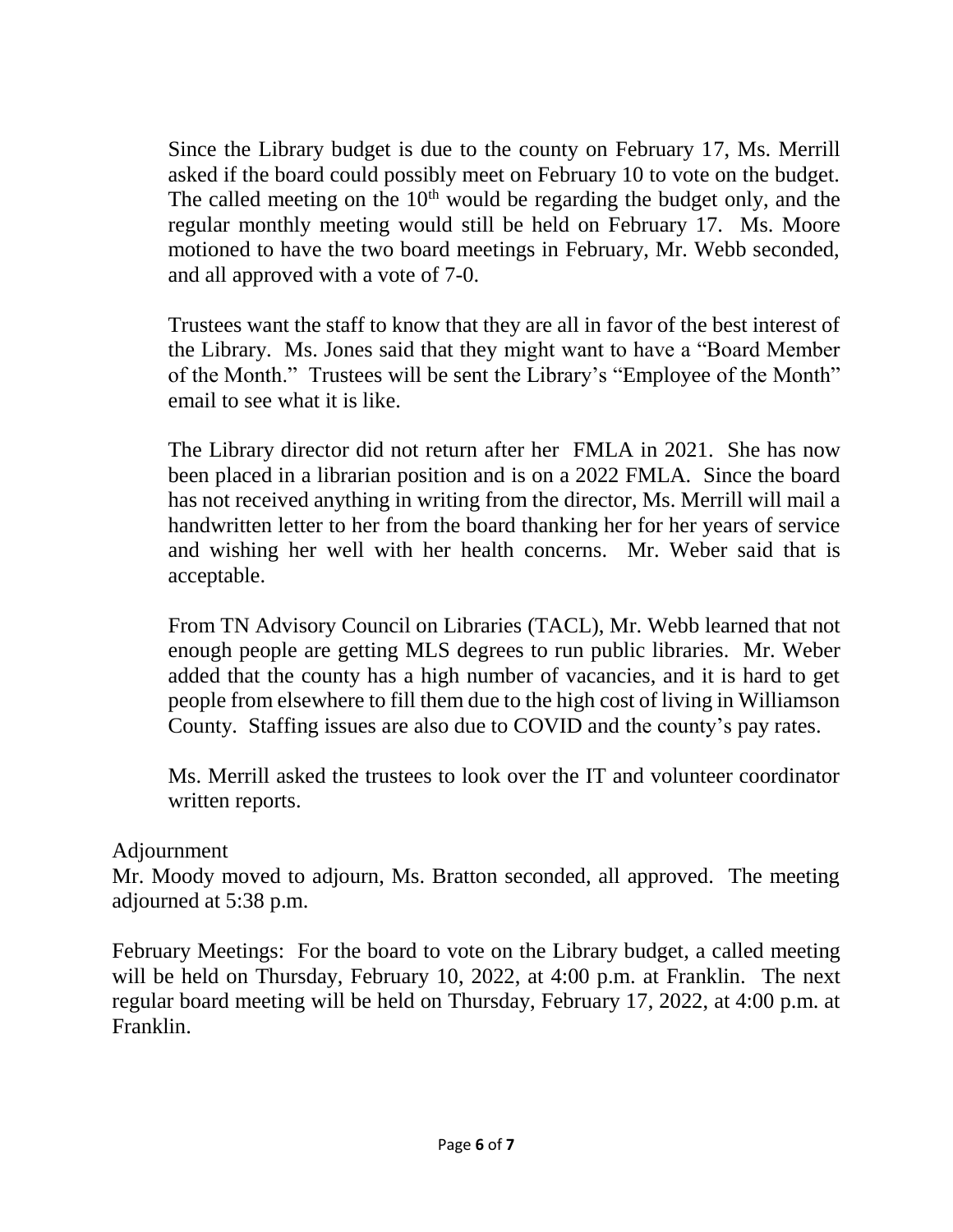Since the Library budget is due to the county on February 17, Ms. Merrill asked if the board could possibly meet on February 10 to vote on the budget. The called meeting on the 10th would be regarding the budget only, and the regular monthly meeting would still be held on February 17. Ms. Moore motioned to have the two board meetings in February, Mr. Webb seconded, and all approved with a vote of 7-0.

Trustees want the staff to know that they are all in favor of the best interest of the Library. Ms. Jones said that they might want to have a "Board Member of the Month." Trustees will be sent the Library's "Employee of the Month" email to see what it is like.

The Library director did not return after her FMLA in 2021. She has now been placed in a librarian position and is on a 2022 FMLA. Since the board has not received anything in writing from the director, Ms. Merrill will mail a handwritten letter to her from the board thanking her for her years of service and wishing her well with her health concerns. Mr. Weber said that is acceptable.

From TN Advisory Council on Libraries (TACL), Mr. Webb learned that not enough people are getting MLS degrees to run public libraries. Mr. Weber added that the county has a high number of vacancies, and it is hard to get people from elsewhere to fill them due to the high cost of living in Williamson County. Staffing issues are also due to COVID and the county's pay rates.

Ms. Merrill asked the trustees to look over the IT and volunteer coordinator written reports.

Adjournment

Mr. Moody moved to adjourn, Ms. Bratton seconded, all approved. The meeting adjourned at 5:38 p.m.

February Meetings: For the board to vote on the Library budget, a called meeting will be held on Thursday, February 10, 2022, at 4:00 p.m. at Franklin. The next regular board meeting will be held on Thursday, February 17, 2022, at 4:00 p.m. at Franklin.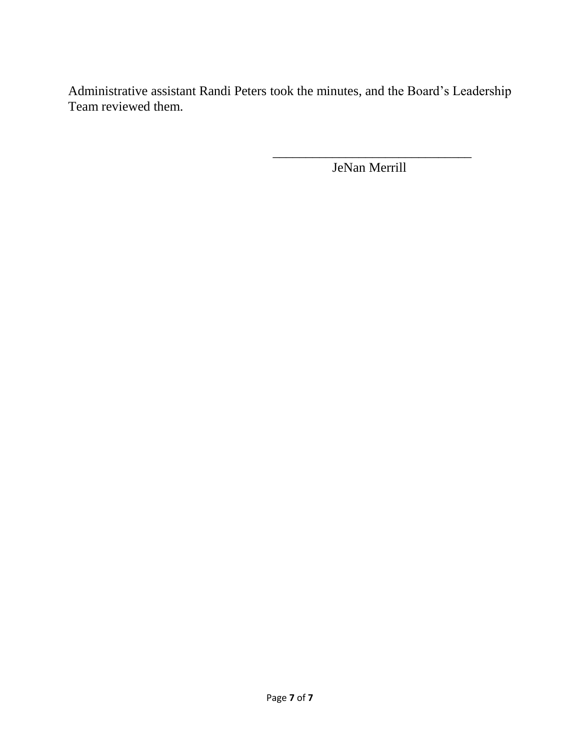Administrative assistant Randi Peters took the minutes, and the Board's Leadership Team reviewed them.

\_\_\_\_\_\_\_\_\_\_\_\_\_\_\_\_\_\_\_\_\_\_\_\_\_\_\_\_\_\_\_\_

JeNan Merrill